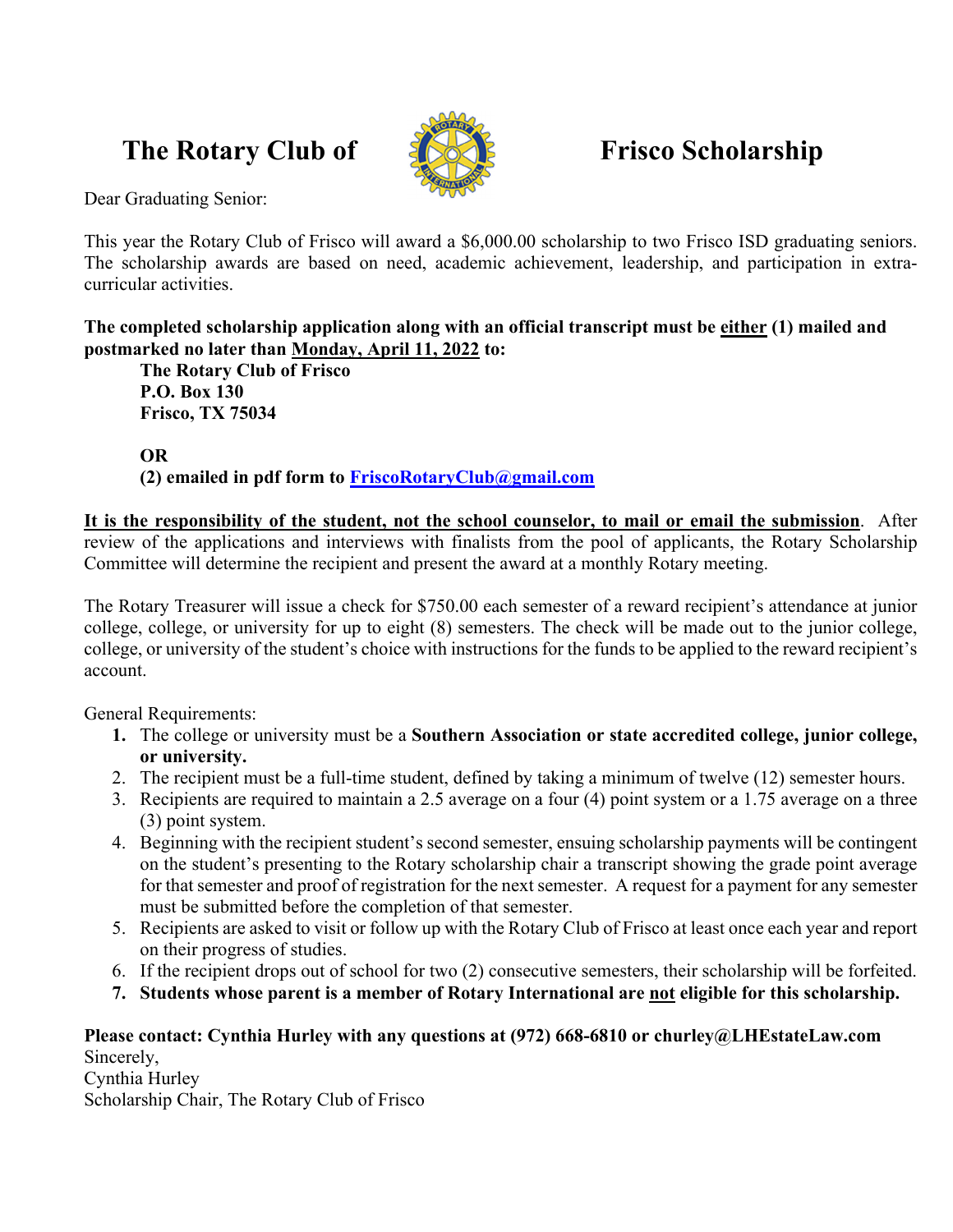# The Rotary Club of Frisco Scholarship

Dear Graduating Senior:

This year the Rotary Club of Frisco will award a $6,000.00 scholarship to two Frisco ISD graduating seniors. The scholarship awards are based on need, academic achievement, leadership, and participation in extra-curricular activities.

**The completed scholarship application along with an official transcript must be <u>either</u> (1) mailed and postmarked no later than <u>Monday, April 11, 2022</u> to:**

> **The Rotary Club of Frisco**
> **P.O. Box 130**
> **Frisco, TX 75034**
>
> **OR**
>
> **(2) emailed in pdf form to [FriscoRotaryClub@gmail.com](mailto:FriscoRotaryClub@gmail.com)**

**<u>It is the responsibility of the student, not the school counselor, to mail or email the submission</u>**. After review of the applications and interviews with finalists from the pool of applicants, the Rotary Scholarship Committee will determine the recipient and present the award at a monthly Rotary meeting.

The Rotary Treasurer will issue a check for $750.00 each semester of a reward recipient's attendance at junior college, college, or university for up to eight (8) semesters. The check will be made out to the junior college, college, or university of the student's choice with instructions for the funds to be applied to the reward recipient's account.

General Requirements:

1. The college or university must be a **Southern Association or state accredited college, junior college, or university.**
2. The recipient must be a full-time student, defined by taking a minimum of twelve (12) semester hours.
3. Recipients are required to maintain a 2.5 average on a four (4) point system or a 1.75 average on a three (3) point system.
4. Beginning with the recipient student's second semester, ensuing scholarship payments will be contingent on the student's presenting to the Rotary scholarship chair a transcript showing the grade point average for that semester and proof of registration for the next semester. A request for a payment for any semester must be submitted before the completion of that semester.
5. Recipients are asked to visit or follow up with the Rotary Club of Frisco at least once each year and report on their progress of studies.
6. If the recipient drops out of school for two (2) consecutive semesters, their scholarship will be forfeited.
7. **Students whose parent is a member of Rotary International are <u>not</u> eligible for this scholarship.**

**Please contact: Cynthia Hurley with any questions at (972) 668-6810 or churley@LHEstateLaw.com**

Sincerely,
Cynthia Hurley
Scholarship Chair, The Rotary Club of Frisco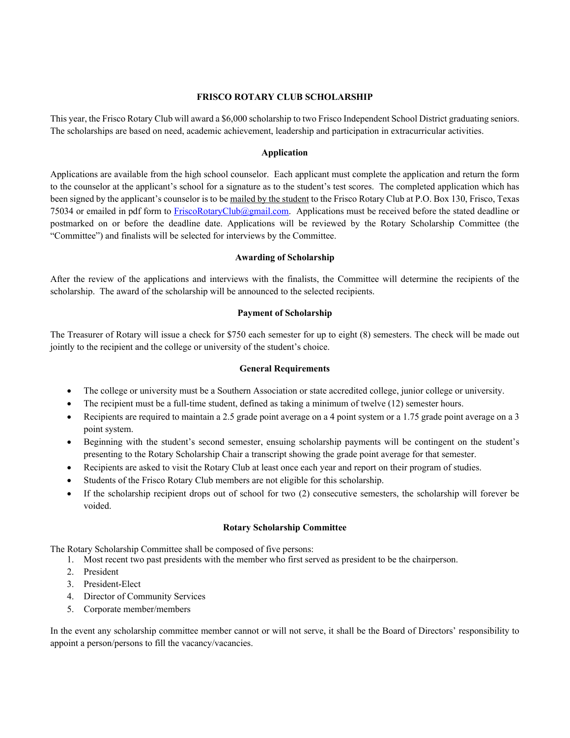## FRISCO ROTARY CLUB SCHOLARSHIP

This year, the Frisco Rotary Club will award a $6,000 scholarship to two Frisco Independent School District graduating seniors. The scholarships are based on need, academic achievement, leadership and participation in extracurricular activities.

### Application

Applications are available from the high school counselor. Each applicant must complete the application and return the form to the counselor at the applicant's school for a signature as to the student's test scores. The completed application which has been signed by the applicant's counselor is to be mailed by the student to the Frisco Rotary Club at P.O. Box 130, Frisco, Texas 75034 or emailed in pdf form to [FriscoRotaryClub@gmail.com](mailto:FriscoRotaryClub@gmail.com). Applications must be received before the stated deadline or postmarked on or before the deadline date. Applications will be reviewed by the Rotary Scholarship Committee (the "Committee") and finalists will be selected for interviews by the Committee.

### Awarding of Scholarship

After the review of the applications and interviews with the finalists, the Committee will determine the recipients of the scholarship. The award of the scholarship will be announced to the selected recipients.

### Payment of Scholarship

The Treasurer of Rotary will issue a check for $750 each semester for up to eight (8) semesters. The check will be made out jointly to the recipient and the college or university of the student's choice.

### General Requirements

- The college or university must be a Southern Association or state accredited college, junior college or university.
- The recipient must be a full-time student, defined as taking a minimum of twelve (12) semester hours.
- Recipients are required to maintain a 2.5 grade point average on a 4 point system or a 1.75 grade point average on a 3 point system.
- Beginning with the student's second semester, ensuing scholarship payments will be contingent on the student's presenting to the Rotary Scholarship Chair a transcript showing the grade point average for that semester.
- Recipients are asked to visit the Rotary Club at least once each year and report on their program of studies.
- Students of the Frisco Rotary Club members are not eligible for this scholarship.
- If the scholarship recipient drops out of school for two (2) consecutive semesters, the scholarship will forever be voided.

### Rotary Scholarship Committee

The Rotary Scholarship Committee shall be composed of five persons:

1. Most recent two past presidents with the member who first served as president to be the chairperson.
2. President
3. President-Elect
4. Director of Community Services
5. Corporate member/members

In the event any scholarship committee member cannot or will not serve, it shall be the Board of Directors' responsibility to appoint a person/persons to fill the vacancy/vacancies.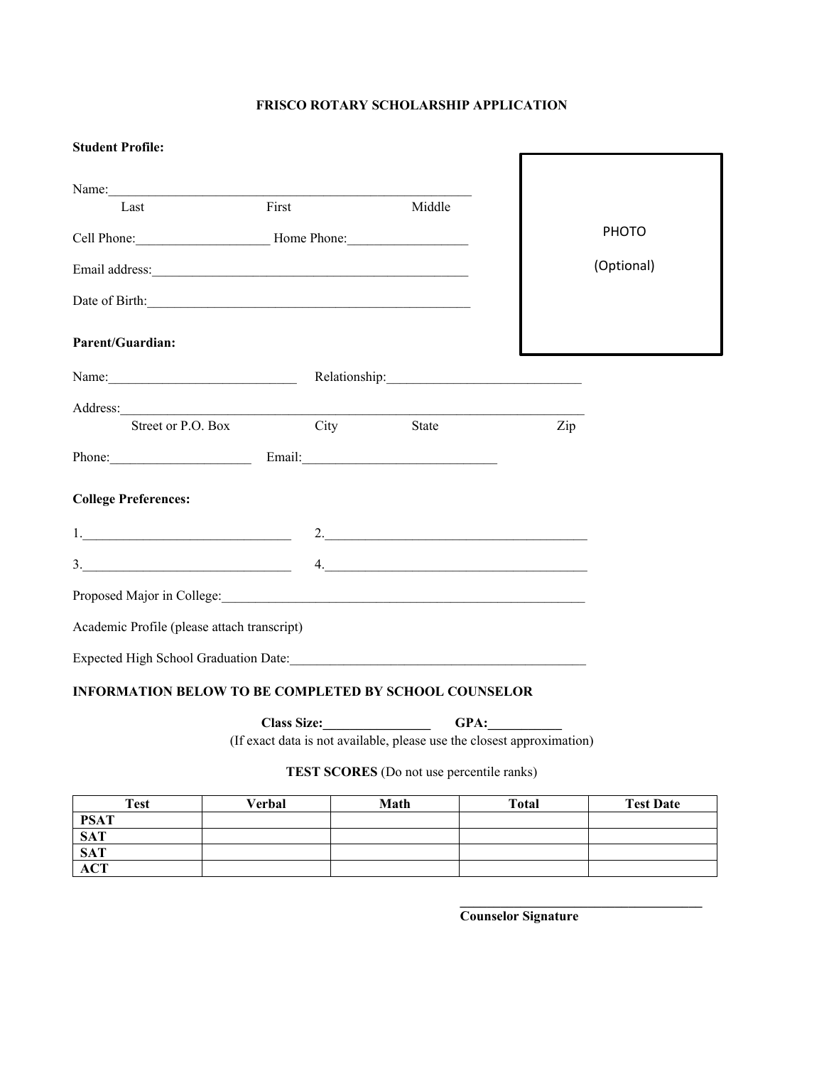# FRISCO ROTARY SCHOLARSHIP APPLICATION

**Student Profile:**

PHOTO

(Optional)

Name:\_\_\_\_\_\_\_\_\_\_\_\_\_\_\_\_\_\_\_\_\_\_\_\_\_\_\_\_\_\_\_\_\_\_\_\_\_\_\_\_\_\_\_\_\_\_\_\_\_\_\_\_\_
Last First Middle

Cell Phone:\_\_\_\_\_\_\_\_\_\_\_\_\_\_\_\_\_\_\_\_ Home Phone:\_\_\_\_\_\_\_\_\_\_\_\_\_\_\_\_\_\_

Email address:\_\_\_\_\_\_\_\_\_\_\_\_\_\_\_\_\_\_\_\_\_\_\_\_\_\_\_\_\_\_\_\_\_\_\_\_\_\_\_\_\_\_\_\_\_\_\_\_

Date of Birth:\_\_\_\_\_\_\_\_\_\_\_\_\_\_\_\_\_\_\_\_\_\_\_\_\_\_\_\_\_\_\_\_\_\_\_\_\_\_\_\_\_\_\_\_\_\_\_\_\_

**Parent/Guardian:**

Name:\_\_\_\_\_\_\_\_\_\_\_\_\_\_\_\_\_\_\_\_\_\_\_\_\_\_\_\_\_ Relationship:\_\_\_\_\_\_\_\_\_\_\_\_\_\_\_\_\_\_\_\_\_\_\_\_\_\_\_\_\_

Address:\_\_\_\_\_\_\_\_\_\_\_\_\_\_\_\_\_\_\_\_\_\_\_\_\_\_\_\_\_\_\_\_\_\_\_\_\_\_\_\_\_\_\_\_\_\_\_\_\_\_\_\_\_\_\_\_\_\_\_\_\_\_\_\_\_\_\_\_\_
Street or P.O. Box City State Zip

Phone:\_\_\_\_\_\_\_\_\_\_\_\_\_\_\_\_\_\_\_\_\_\_ Email:\_\_\_\_\_\_\_\_\_\_\_\_\_\_\_\_\_\_\_\_\_\_\_\_\_\_\_\_\_\_

**College Preferences:**

1.\_\_\_\_\_\_\_\_\_\_\_\_\_\_\_\_\_\_\_\_\_\_\_\_\_\_\_\_\_\_\_\_ 2.\_\_\_\_\_\_\_\_\_\_\_\_\_\_\_\_\_\_\_\_\_\_\_\_\_\_\_\_\_\_\_\_\_\_\_\_\_\_\_\_\_

3.\_\_\_\_\_\_\_\_\_\_\_\_\_\_\_\_\_\_\_\_\_\_\_\_\_\_\_\_\_\_\_\_ 4.\_\_\_\_\_\_\_\_\_\_\_\_\_\_\_\_\_\_\_\_\_\_\_\_\_\_\_\_\_\_\_\_\_\_\_\_\_\_\_\_\_

Proposed Major in College:\_\_\_\_\_\_\_\_\_\_\_\_\_\_\_\_\_\_\_\_\_\_\_\_\_\_\_\_\_\_\_\_\_\_\_\_\_\_\_\_\_\_\_\_\_\_\_\_\_\_\_\_\_\_\_\_\_

Academic Profile (please attach transcript)

Expected High School Graduation Date:\_\_\_\_\_\_\_\_\_\_\_\_\_\_\_\_\_\_\_\_\_\_\_\_\_\_\_\_\_\_\_\_\_\_\_\_\_\_\_\_\_\_\_\_\_

**INFORMATION BELOW TO BE COMPLETED BY SCHOOL COUNSELOR**

**Class Size:\_\_\_\_\_\_\_\_\_\_\_\_\_\_\_\_ GPA:\_\_\_\_\_\_\_\_\_\_\_**

(If exact data is not available, please use the closest approximation)

**TEST SCORES** (Do not use percentile ranks)

| Test | Verbal | Math | Total | Test Date |
|---|---|---|---|---|
| **PSAT** | | | | |
| **SAT** | | | | |
| **SAT** | | | | |
| **ACT** | | | | |

\_\_\_\_\_\_\_\_\_\_\_\_\_\_\_\_\_\_\_\_\_\_\_\_\_\_\_\_\_\_\_\_\_\_\_\_\_\_
**Counselor Signature**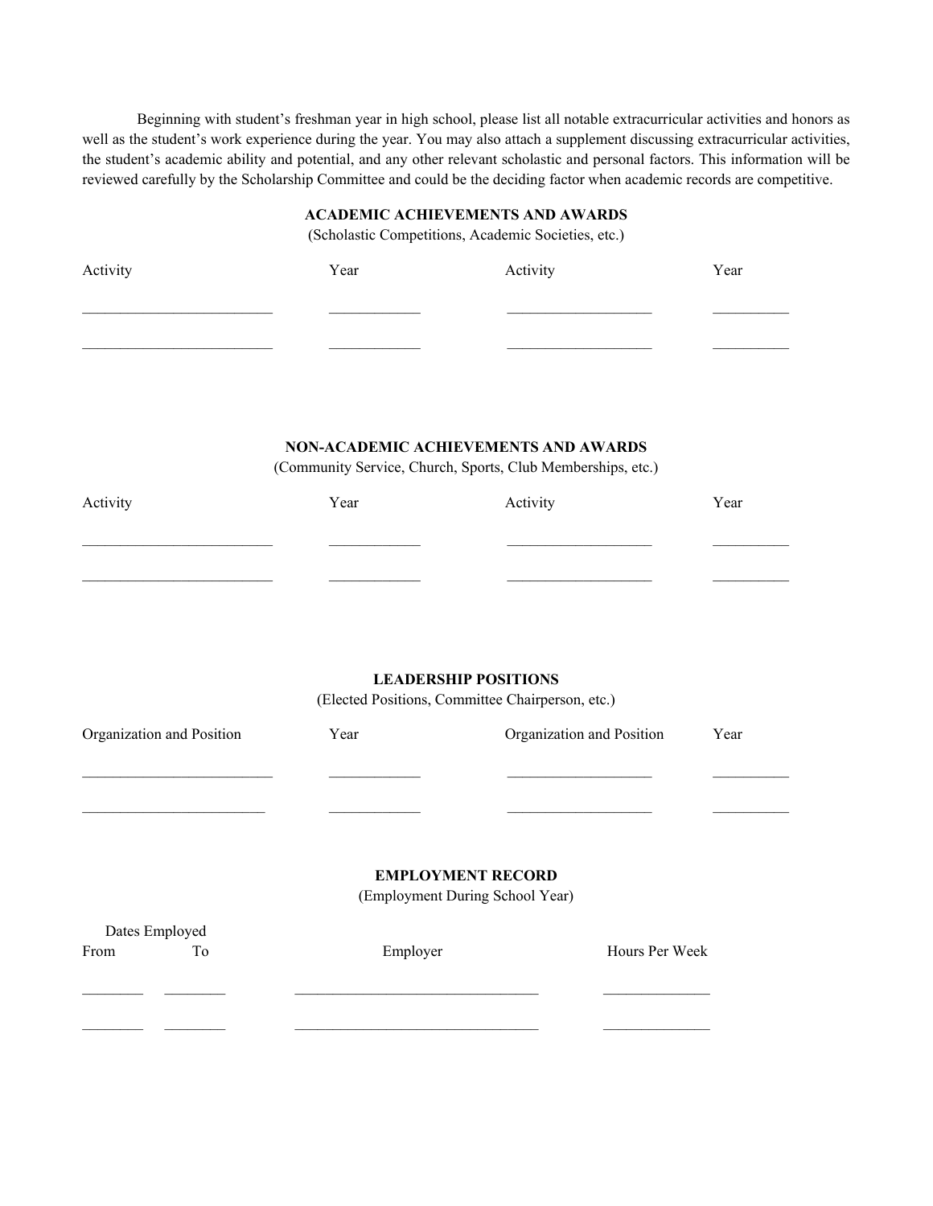Beginning with student's freshman year in high school, please list all notable extracurricular activities and honors as well as the student's work experience during the year. You may also attach a supplement discussing extracurricular activities, the student's academic ability and potential, and any other relevant scholastic and personal factors. This information will be reviewed carefully by the Scholarship Committee and could be the deciding factor when academic records are competitive.

## ACADEMIC ACHIEVEMENTS AND AWARDS

(Scholastic Competitions, Academic Societies, etc.)

| Activity | Year | Activity | Year |
|---|---|---|---|
| _________________________ | ____________ | ___________________ | __________ |
| _________________________ | ____________ | ___________________ | __________ |

## NON-ACADEMIC ACHIEVEMENTS AND AWARDS

(Community Service, Church, Sports, Club Memberships, etc.)

| Activity | Year | Activity | Year |
|---|---|---|---|
| _________________________ | ____________ | ___________________ | __________ |
| _________________________ | ____________ | ___________________ | __________ |

## LEADERSHIP POSITIONS

(Elected Positions, Committee Chairperson, etc.)

| Organization and Position | Year | Organization and Position | Year |
|---|---|---|---|
| _________________________ | ____________ | ___________________ | __________ |
| ________________________ | ____________ | ___________________ | __________ |

## EMPLOYMENT RECORD

(Employment During School Year)

| Dates Employed | | Employer | Hours Per Week |
|---|---|---|---|
| From | To | | |
| ________ | ________ | ________________________________ | ______________ |
| ________ | ________ | ________________________________ | ______________ |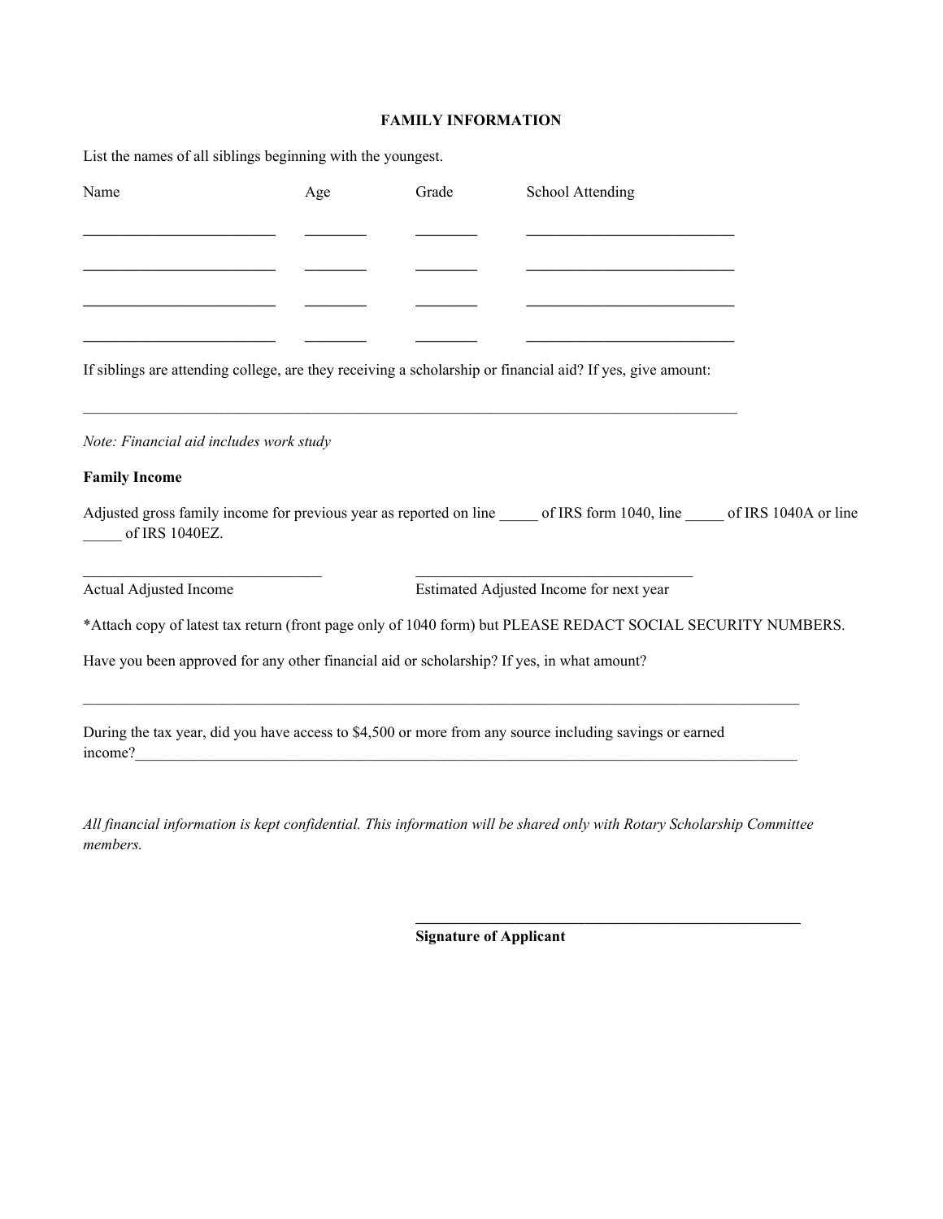**FAMILY INFORMATION**

List the names of all siblings beginning with the youngest.

| Name | Age | Grade | School Attending |
| --- | --- | --- | --- |
| ________________________ | ________ | ________ | __________________________ |
| ________________________ | ________ | ________ | __________________________ |
| ________________________ | ________ | ________ | __________________________ |
| ________________________ | ________ | ________ | __________________________ |

If siblings are attending college, are they receiving a scholarship or financial aid? If yes, give amount:

_____________________________________________________________________________________

*Note: Financial aid includes work study*

**Family Income**

Adjusted gross family income for previous year as reported on line _____ of IRS form 1040, line _____ of IRS 1040A or line _____ of IRS 1040EZ.

_______________________________ &nbsp;&nbsp;&nbsp;&nbsp;&nbsp;&nbsp;&nbsp;&nbsp; ____________________________________

Actual Adjusted Income &nbsp;&nbsp;&nbsp;&nbsp;&nbsp;&nbsp;&nbsp;&nbsp; Estimated Adjusted Income for next year

*Attach copy of latest tax return (front page only of 1040 form) but PLEASE REDACT SOCIAL SECURITY NUMBERS.

Have you been approved for any other financial aid or scholarship? If yes, in what amount?

_____________________________________________________________________________________________

During the tax year, did you have access to $4,500 or more from any source including savings or earned income?_____________________________________________________________________________________

*All financial information is kept confidential. This information will be shared only with Rotary Scholarship Committee members.*

_____________________________________________________

**Signature of Applicant**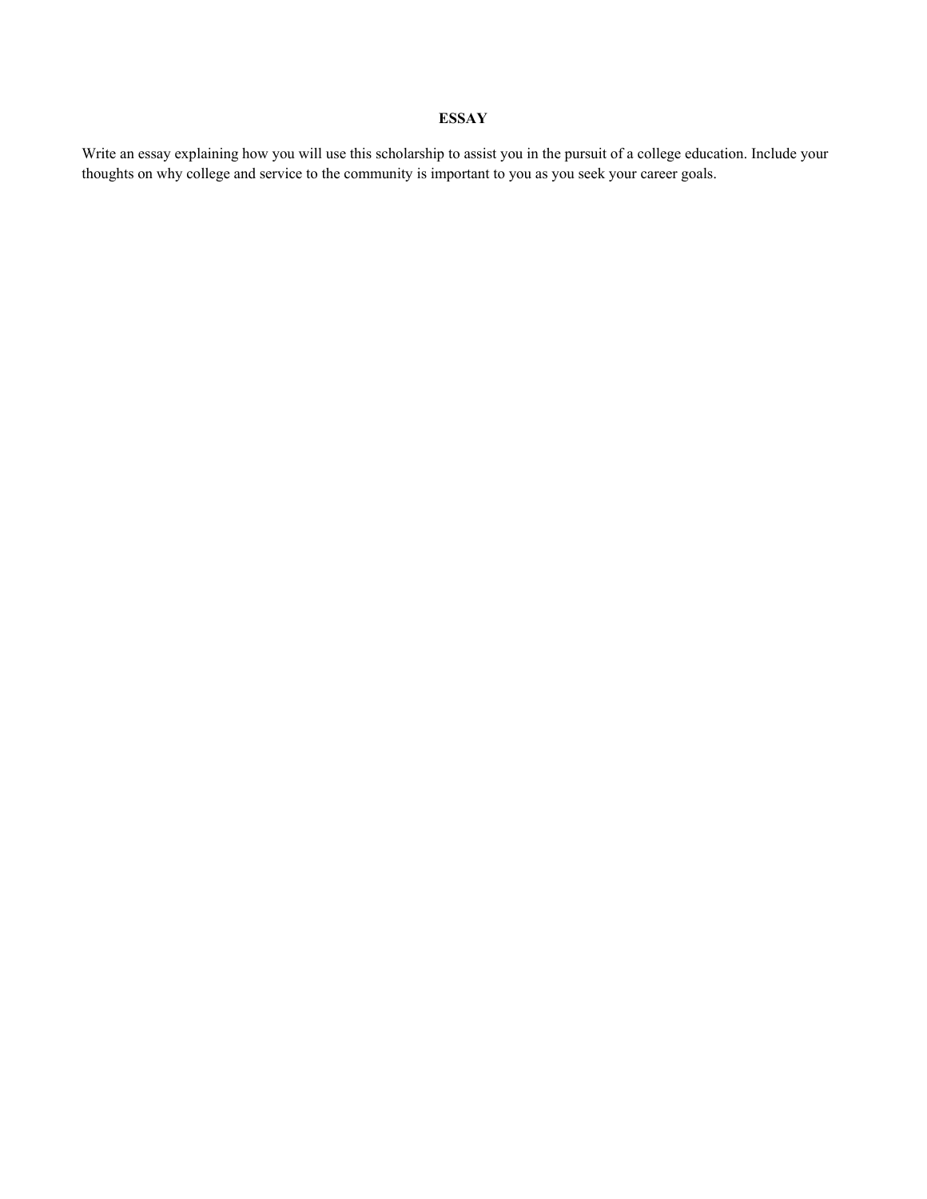**ESSAY**

Write an essay explaining how you will use this scholarship to assist you in the pursuit of a college education. Include your thoughts on why college and service to the community is important to you as you seek your career goals.